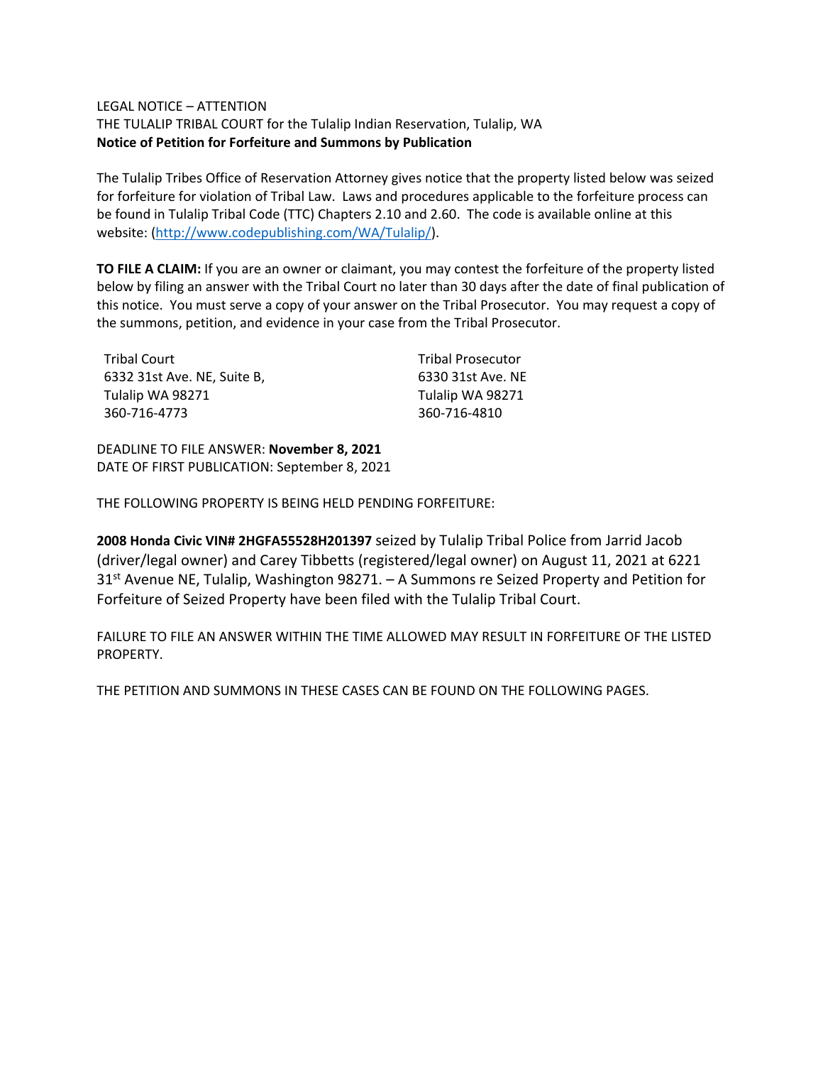LEGAL NOTICE – ATTENTION

THE TULALIP TRIBAL COURT for the Tulalip Indian Reservation, Tulalip, WA

**Notice of Petition for Forfeiture and Summons by Publication**

The Tulalip Tribes Office of Reservation Attorney gives notice that the property listed below was seized for forfeiture for violation of Tribal Law. Laws and procedures applicable to the forfeiture process can be found in Tulalip Tribal Code (TTC) Chapters 2.10 and 2.60. The code is available online at this website: (http://www.codepublishing.com/WA/Tulalip/).

**TO FILE A CLAIM:** If you are an owner or claimant, you may contest the forfeiture of the property listed below by filing an answer with the Tribal Court no later than 30 days after the date of final publication of this notice. You must serve a copy of your answer on the Tribal Prosecutor. You may request a copy of the summons, petition, and evidence in your case from the Tribal Prosecutor.

Tribal Court
6332 31st Ave. NE, Suite B,
Tulalip WA 98271
360-716-4773

Tribal Prosecutor
6330 31st Ave. NE
Tulalip WA 98271
360-716-4810

DEADLINE TO FILE ANSWER: **November 8, 2021**
DATE OF FIRST PUBLICATION: September 8, 2021

THE FOLLOWING PROPERTY IS BEING HELD PENDING FORFEITURE:

**2008 Honda Civic VIN# 2HGFA55528H201397** seized by Tulalip Tribal Police from Jarrid Jacob (driver/legal owner) and Carey Tibbetts (registered/legal owner) on August 11, 2021 at 6221 31st Avenue NE, Tulalip, Washington 98271. – A Summons re Seized Property and Petition for Forfeiture of Seized Property have been filed with the Tulalip Tribal Court.

FAILURE TO FILE AN ANSWER WITHIN THE TIME ALLOWED MAY RESULT IN FORFEITURE OF THE LISTED PROPERTY.

THE PETITION AND SUMMONS IN THESE CASES CAN BE FOUND ON THE FOLLOWING PAGES.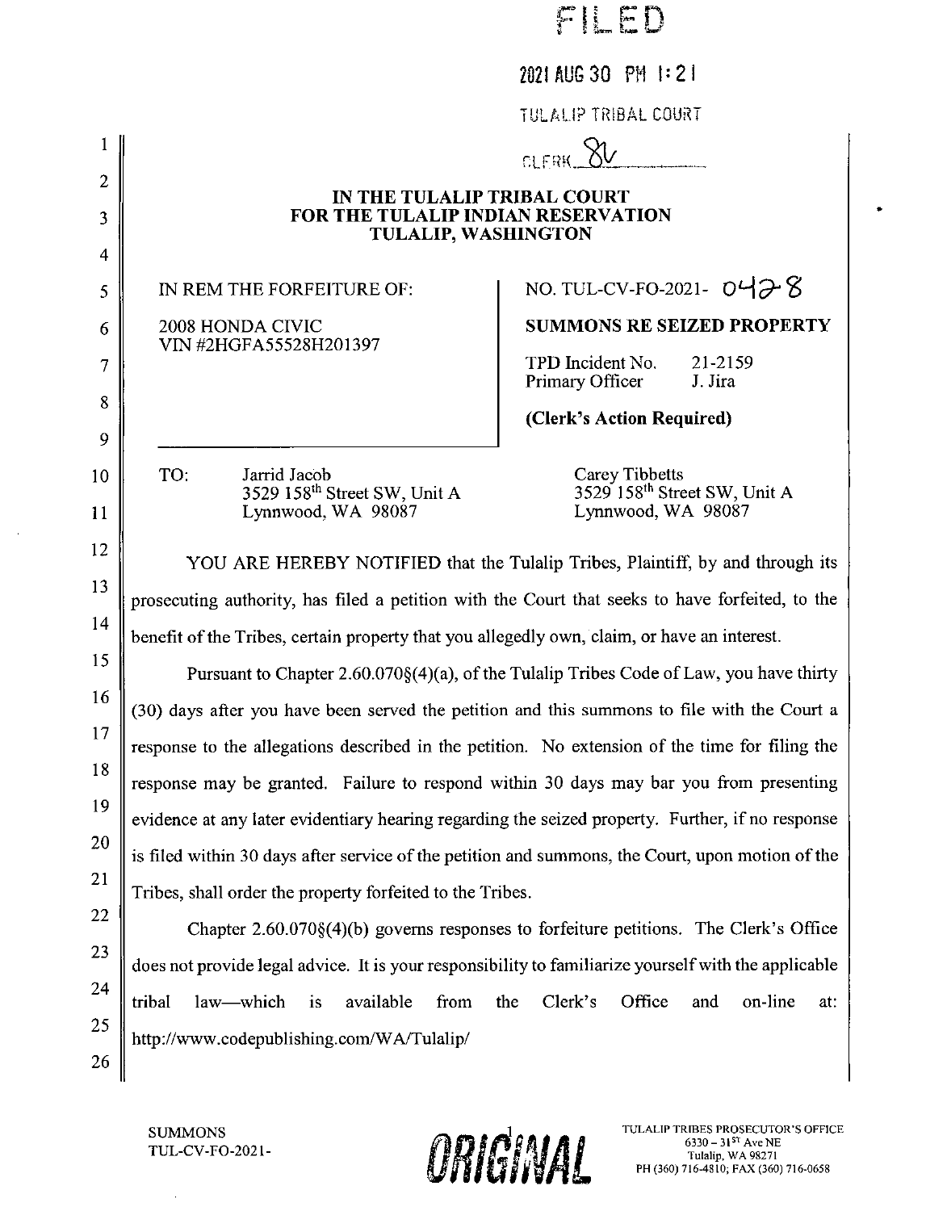FILED

2021 AUG 30 PM 1:21

TULALIP TRIBAL COURT

CLERK 8V

**IN THE TULALIP TRIBAL COURT**
**FOR THE TULALIP INDIAN RESERVATION**
**TULALIP, WASHINGTON**

| | |
|---|---|
| IN REM THE FORFEITURE OF:<br><br>2008 HONDA CIVIC<br>VIN #2HGFA55528H201397 | NO. TUL-CV-FO-2021- 0428<br><br>**SUMMONS RE SEIZED PROPERTY**<br><br>TPD Incident No. 21-2159<br>Primary Officer J. Jira<br><br>**(Clerk's Action Required)** |

TO: Jarrid Jacob
3529 158th Street SW, Unit A
Lynnwood, WA 98087

Carey Tibbetts
3529 158th Street SW, Unit A
Lynnwood, WA 98087

YOU ARE HEREBY NOTIFIED that the Tulalip Tribes, Plaintiff, by and through its prosecuting authority, has filed a petition with the Court that seeks to have forfeited, to the benefit of the Tribes, certain property that you allegedly own, claim, or have an interest.

Pursuant to Chapter 2.60.070§(4)(a), of the Tulalip Tribes Code of Law, you have thirty (30) days after you have been served the petition and this summons to file with the Court a response to the allegations described in the petition. No extension of the time for filing the response may be granted. Failure to respond within 30 days may bar you from presenting evidence at any later evidentiary hearing regarding the seized property. Further, if no response is filed within 30 days after service of the petition and summons, the Court, upon motion of the Tribes, shall order the property forfeited to the Tribes.

Chapter 2.60.070§(4)(b) governs responses to forfeiture petitions. The Clerk's Office does not provide legal advice. It is your responsibility to familiarize yourself with the applicable tribal law—which is available from the Clerk's Office and on-line at: http://www.codepublishing.com/WA/Tulalip/

SUMMONS
TUL-CV-FO-2021-

ORIGINAL

TULALIP TRIBES PROSECUTOR'S OFFICE
6330 – 31ST Ave NE
Tulalip, WA 98271
PH (360) 716-4810; FAX (360) 716-0658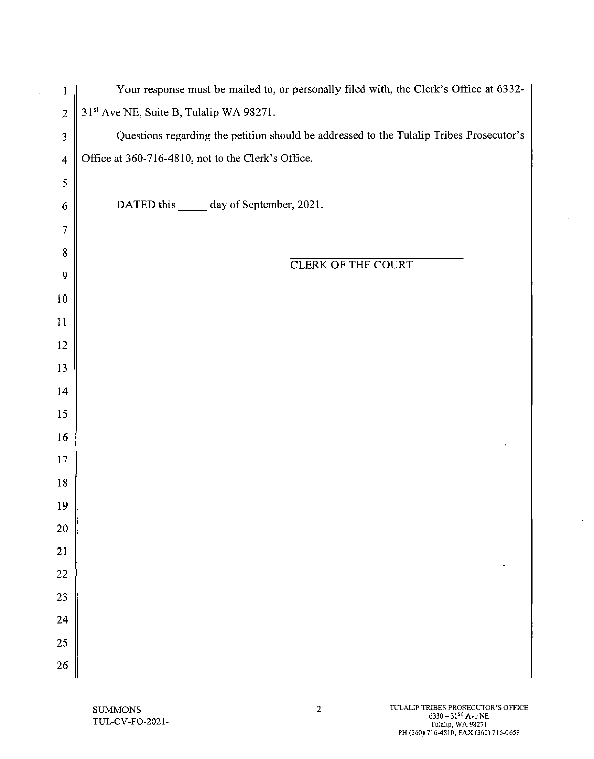Your response must be mailed to, or personally filed with, the Clerk's Office at 6332-31st Ave NE, Suite B, Tulalip WA 98271.

Questions regarding the petition should be addressed to the Tulalip Tribes Prosecutor's Office at 360-716-4810, not to the Clerk's Office.

DATED this _____ day of September, 2021.

_______________________________
CLERK OF THE COURT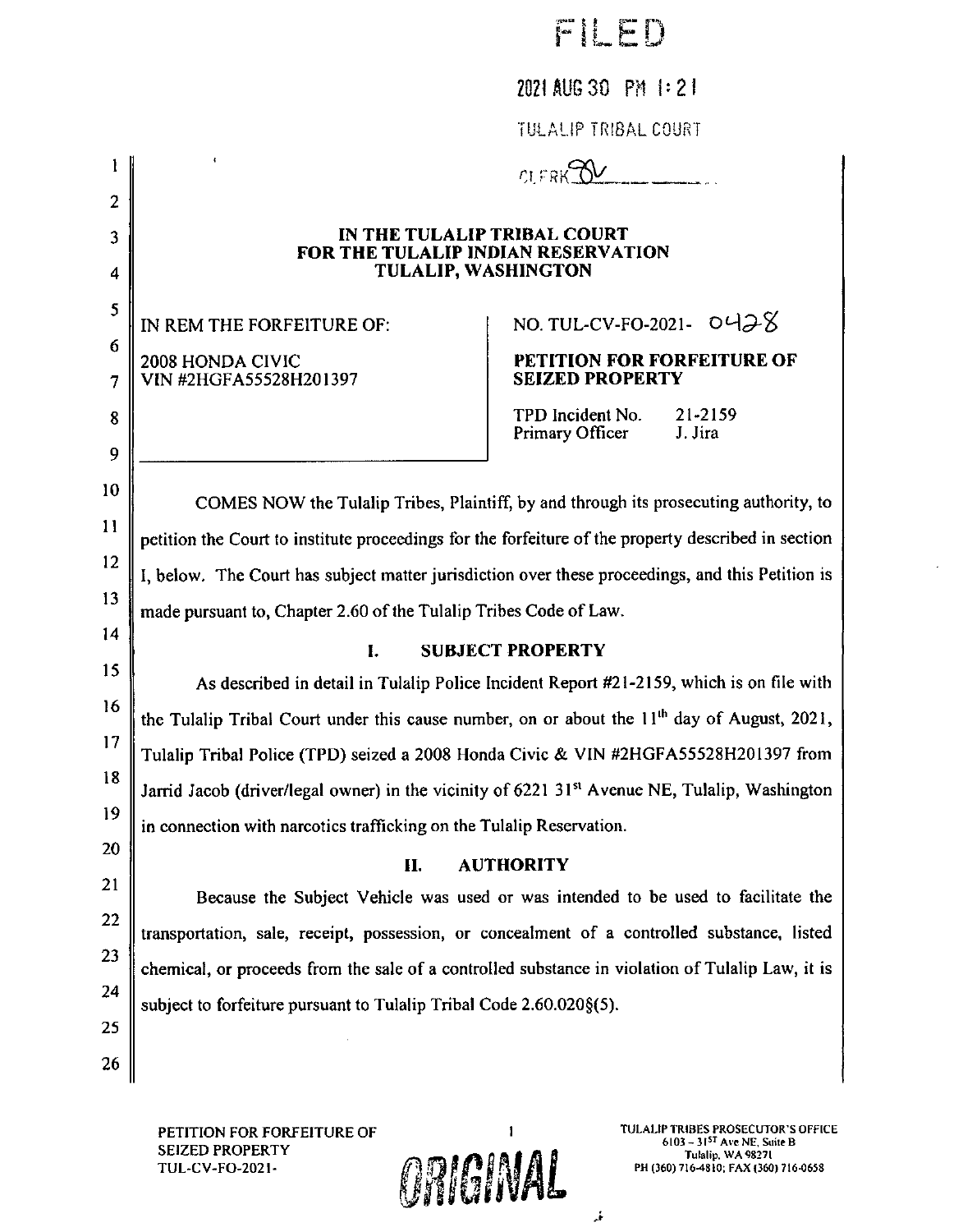FILED

2021 AUG 30 PM 1:21

TULALIP TRIBAL COURT

CLERK

**IN THE TULALIP TRIBAL COURT**
**FOR THE TULALIP INDIAN RESERVATION**
**TULALIP, WASHINGTON**

| IN REM THE FORFEITURE OF: 2008 HONDA CIVIC VIN #2HGFA55528H201397 | NO. TUL-CV-FO-2021- 0428 **PETITION FOR FORFEITURE OF SEIZED PROPERTY** TPD Incident No. 21-2159 Primary Officer J. Jira |
| --- | --- |

COMES NOW the Tulalip Tribes, Plaintiff, by and through its prosecuting authority, to petition the Court to institute proceedings for the forfeiture of the property described in section I, below. The Court has subject matter jurisdiction over these proceedings, and this Petition is made pursuant to, Chapter 2.60 of the Tulalip Tribes Code of Law.

## I. SUBJECT PROPERTY

As described in detail in Tulalip Police Incident Report #21-2159, which is on file with the Tulalip Tribal Court under this cause number, on or about the 11th day of August, 2021, Tulalip Tribal Police (TPD) seized a 2008 Honda Civic & VIN #2HGFA55528H201397 from Jarrid Jacob (driver/legal owner) in the vicinity of 6221 31st Avenue NE, Tulalip, Washington in connection with narcotics trafficking on the Tulalip Reservation.

## II. AUTHORITY

Because the Subject Vehicle was used or was intended to be used to facilitate the transportation, sale, receipt, possession, or concealment of a controlled substance, listed chemical, or proceeds from the sale of a controlled substance in violation of Tulalip Law, it is subject to forfeiture pursuant to Tulalip Tribal Code 2.60.020§(5).

PETITION FOR FORFEITURE OF SEIZED PROPERTY
TUL-CV-FO-2021-

ORIGINAL

TULALIP TRIBES PROSECUTOR'S OFFICE
6103 – 31ST Ave NE, Suite B
Tulalip, WA 98271
PH (360) 716-4810; FAX (360) 716-0658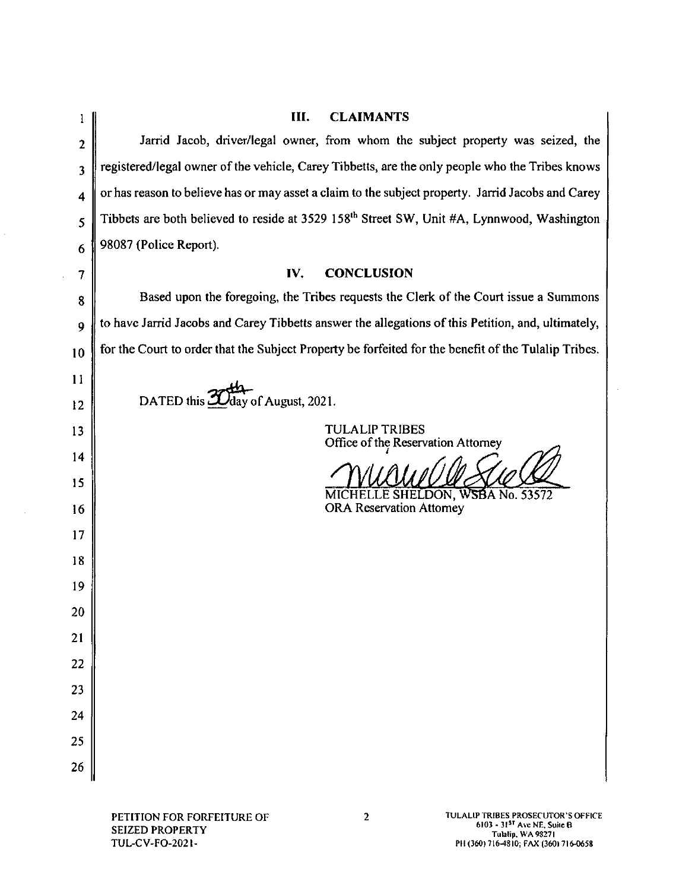## III. CLAIMANTS

Jarrid Jacob, driver/legal owner, from whom the subject property was seized, the registered/legal owner of the vehicle, Carey Tibbetts, are the only people who the Tribes knows or has reason to believe has or may asset a claim to the subject property. Jarrid Jacobs and Carey Tibbets are both believed to reside at 3529 158th Street SW, Unit #A, Lynnwood, Washington 98087 (Police Report).

## IV. CONCLUSION

Based upon the foregoing, the Tribes requests the Clerk of the Court issue a Summons to have Jarrid Jacobs and Carey Tibbetts answer the allegations of this Petition, and, ultimately, for the Court to order that the Subject Property be forfeited for the benefit of the Tulalip Tribes.

DATED this 30th day of August, 2021.

TULALIP TRIBES
Office of the Reservation Attorney

MICHELLE SHELDON, WSBA No. 53572
ORA Reservation Attorney

PETITION FOR FORFEITURE OF SEIZED PROPERTY
TUL-CV-FO-2021-

TULALIP TRIBES PROSECUTOR'S OFFICE
6103 - 31ST Ave NE, Suite B
Tulalip, WA 98271
PH (360) 716-4810; FAX (360) 716-0658